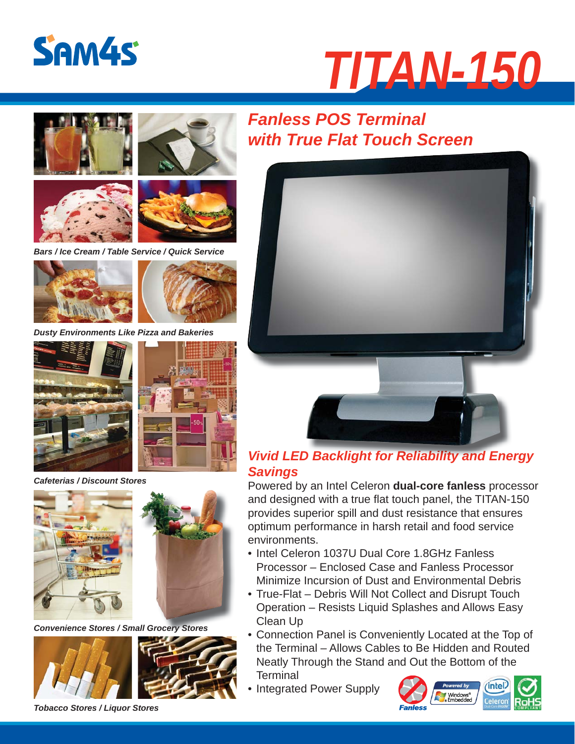SAM4S

# TITAN-150

Bars / Ice Cream / Table Service / Quick Service

Dusty Environments Like Pizza and Bakeries

Cafeterias / Discount Stores

Convenience Stores / Small Grocery Stores

Tobacco Stores / Liquor Stores

## Fanless POS Terminal with True Flat Touch Screen

### Vivid LED Backlight for Reliability and Energy Savings

Powered by an Intel Celeron **dual-core fanless** processor and designed with a true flat touch panel, the TITAN-150 provides superior spill and dust resistance that ensures optimum performance in harsh retail and food service environments.

- Intel Celeron 1037U Dual Core 1.8GHz Fanless Processor – Enclosed Case and Fanless Processor Minimize Incursion of Dust and Environmental Debris
- True-Flat – Debris Will Not Collect and Disrupt Touch Operation – Resists Liquid Splashes and Allows Easy Clean Up
- Connection Panel is Conveniently Located at the Top of the Terminal – Allows Cables to Be Hidden and Routed Neatly Through the Stand and Out the Bottom of the Terminal
- Integrated Power Supply

Fanless | Powered by Windows Embedded | intel Celeron | RoHS COMPLIANT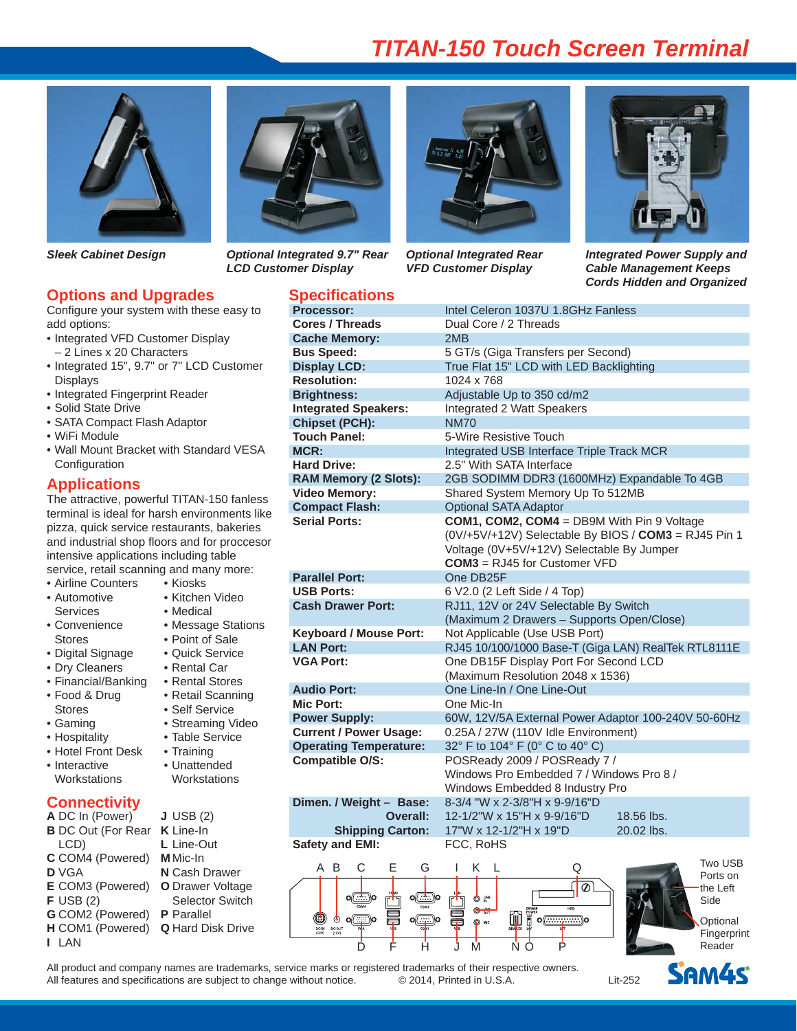# TITAN-150 Touch Screen Terminal

*Sleek Cabinet Design*

*Optional Integrated 9.7" Rear LCD Customer Display*

*Optional Integrated Rear VFD Customer Display*

*Integrated Power Supply and Cable Management Keeps Cords Hidden and Organized*

## Options and Upgrades

Configure your system with these easy to add options:

- Integrated VFD Customer Display
  – 2 Lines x 20 Characters
- Integrated 15", 9.7" or 7" LCD Customer Displays
- Integrated Fingerprint Reader
- Solid State Drive
- SATA Compact Flash Adaptor
- WiFi Module
- Wall Mount Bracket with Standard VESA Configuration

## Applications

The attractive, powerful TITAN-150 fanless terminal is ideal for harsh environments like pizza, quick service restaurants, bakeries and industrial shop floors and for proccesor intensive applications including table service, retail scanning and many more:

- Airline Counters
- Automotive Services
- Convenience Stores
- Digital Signage
- Dry Cleaners
- Financial/Banking
- Food & Drug Stores
- Gaming
- Hospitality
- Hotel Front Desk
- Interactive Workstations
- Kiosks
- Kitchen Video
- Medical
- Message Stations
- Point of Sale
- Quick Service
- Rental Car
- Rental Stores
- Retail Scanning
- Self Service
- Streaming Video
- Table Service
- Training
- Unattended Workstations

## Connectivity

**A** DC In (Power)
**B** DC Out (For Rear LCD)
**C** COM4 (Powered)
**D** VGA
**E** COM3 (Powered)
**F** USB (2)
**G** COM2 (Powered)
**H** COM1 (Powered)
**I** LAN
**J** USB (2)
**K** Line-In
**L** Line-Out
**M** Mic-In
**N** Cash Drawer
**O** Drawer Voltage Selector Switch
**P** Parallel
**Q** Hard Disk Drive

## Specifications

| | |
|---|---|
| **Processor:** | Intel Celeron 1037U 1.8GHz Fanless |
| **Cores / Threads** | Dual Core / 2 Threads |
| **Cache Memory:** | 2MB |
| **Bus Speed:** | 5 GT/s (Giga Transfers per Second) |
| **Display LCD:** | True Flat 15" LCD with LED Backlighting |
| **Resolution:** | 1024 x 768 |
| **Brightness:** | Adjustable Up to 350 cd/m2 |
| **Integrated Speakers:** | Integrated 2 Watt Speakers |
| **Chipset (PCH):** | NM70 |
| **Touch Panel:** | 5-Wire Resistive Touch |
| **MCR:** | Integrated USB Interface Triple Track MCR |
| **Hard Drive:** | 2.5" With SATA Interface |
| **RAM Memory (2 Slots):** | 2GB SODIMM DDR3 (1600MHz) Expandable To 4GB |
| **Video Memory:** | Shared System Memory Up To 512MB |
| **Compact Flash:** | Optional SATA Adaptor |
| **Serial Ports:** | **COM1, COM2, COM4** = DB9M With Pin 9 Voltage (0V/+5V/+12V) Selectable By BIOS / **COM3** = RJ45 Pin 1 Voltage (0V+5V/+12V) Selectable By Jumper **COM3** = RJ45 for Customer VFD |
| **Parallel Port:** | One DB25F |
| **USB Ports:** | 6 V2.0 (2 Left Side / 4 Top) |
| **Cash Drawer Port:** | RJ11, 12V or 24V Selectable By Switch (Maximum 2 Drawers – Supports Open/Close) |
| **Keyboard / Mouse Port:** | Not Applicable (Use USB Port) |
| **LAN Port:** | RJ45 10/100/1000 Base-T (Giga LAN) RealTek RTL8111E |
| **VGA Port:** | One DB15F Display Port For Second LCD (Maximum Resolution 2048 x 1536) |
| **Audio Port:** | One Line-In / One Line-Out |
| **Mic Port:** | One Mic-In |
| **Power Supply:** | 60W, 12V/5A External Power Adaptor 100-240V 50-60Hz |
| **Current / Power Usage:** | 0.25A / 27W (110V Idle Environment) |
| **Operating Temperature:** | 32° F to 104° F (0° C to 40° C) |
| **Compatible O/S:** | POSReady 2009 / POSReady 7 / Windows Pro Embedded 7 / Windows Pro 8 / Windows Embedded 8 Industry Pro |
| **Dimen. / Weight – Base:** | 8-3/4 "W x 2-3/8"H x 9-9/16"D |
| **Overall:** | 12-1/2"W x 15"H x 9-9/16"D 18.56 lbs. |
| **Shipping Carton:** | 17"W x 12-1/2"H x 19"D 20.02 lbs. |
| **Safety and EMI:** | FCC, RoHS |

A B C E G I K L Q
D F H J M N O P

Two USB Ports on the Left Side

Optional Fingerprint Reader

All product and company names are trademarks, service marks or registered trademarks of their respective owners.
All features and specifications are subject to change without notice. © 2014, Printed in U.S.A. Lit-252

SAM4S